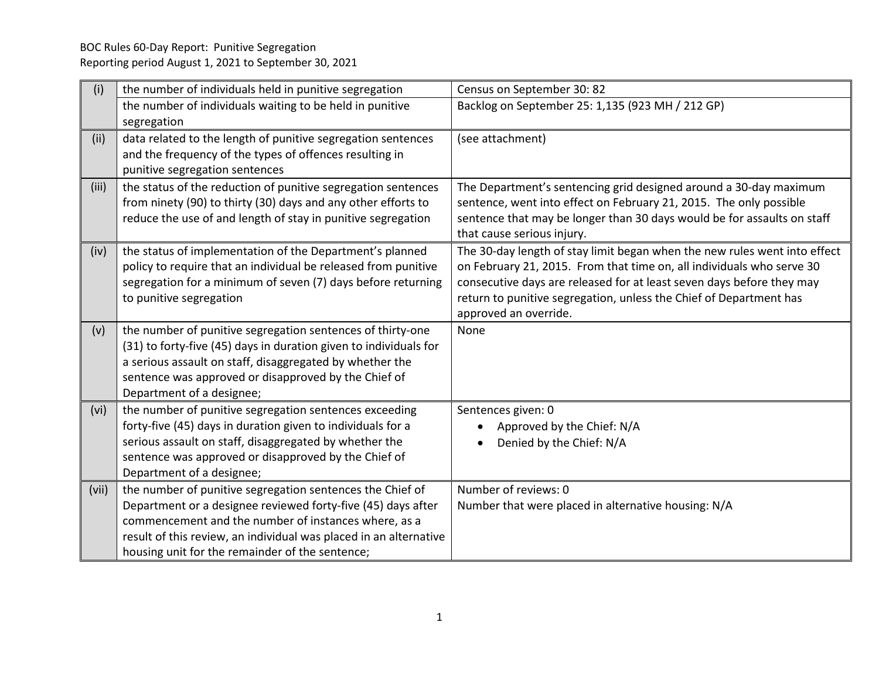BOC Rules 60-Day Report: Punitive Segregation
Reporting period August 1, 2021 to September 30, 2021

| | | |
|---|---|---|
| (i) | the number of individuals held in punitive segregation | Census on September 30: 82 |
| | the number of individuals waiting to be held in punitive segregation | Backlog on September 25: 1,135 (923 MH / 212 GP) |
| (ii) | data related to the length of punitive segregation sentences and the frequency of the types of offences resulting in punitive segregation sentences | (see attachment) |
| (iii) | the status of the reduction of punitive segregation sentences from ninety (90) to thirty (30) days and any other efforts to reduce the use of and length of stay in punitive segregation | The Department's sentencing grid designed around a 30-day maximum sentence, went into effect on February 21, 2015. The only possible sentence that may be longer than 30 days would be for assaults on staff that cause serious injury. |
| (iv) | the status of implementation of the Department's planned policy to require that an individual be released from punitive segregation for a minimum of seven (7) days before returning to punitive segregation | The 30-day length of stay limit began when the new rules went into effect on February 21, 2015. From that time on, all individuals who serve 30 consecutive days are released for at least seven days before they may return to punitive segregation, unless the Chief of Department has approved an override. |
| (v) | the number of punitive segregation sentences of thirty-one (31) to forty-five (45) days in duration given to individuals for a serious assault on staff, disaggregated by whether the sentence was approved or disapproved by the Chief of Department of a designee; | None |
| (vi) | the number of punitive segregation sentences exceeding forty-five (45) days in duration given to individuals for a serious assault on staff, disaggregated by whether the sentence was approved or disapproved by the Chief of Department of a designee; | Sentences given: 0<br>• Approved by the Chief: N/A<br>• Denied by the Chief: N/A |
| (vii) | the number of punitive segregation sentences the Chief of Department or a designee reviewed forty-five (45) days after commencement and the number of instances where, as a result of this review, an individual was placed in an alternative housing unit for the remainder of the sentence; | Number of reviews: 0<br>Number that were placed in alternative housing: N/A |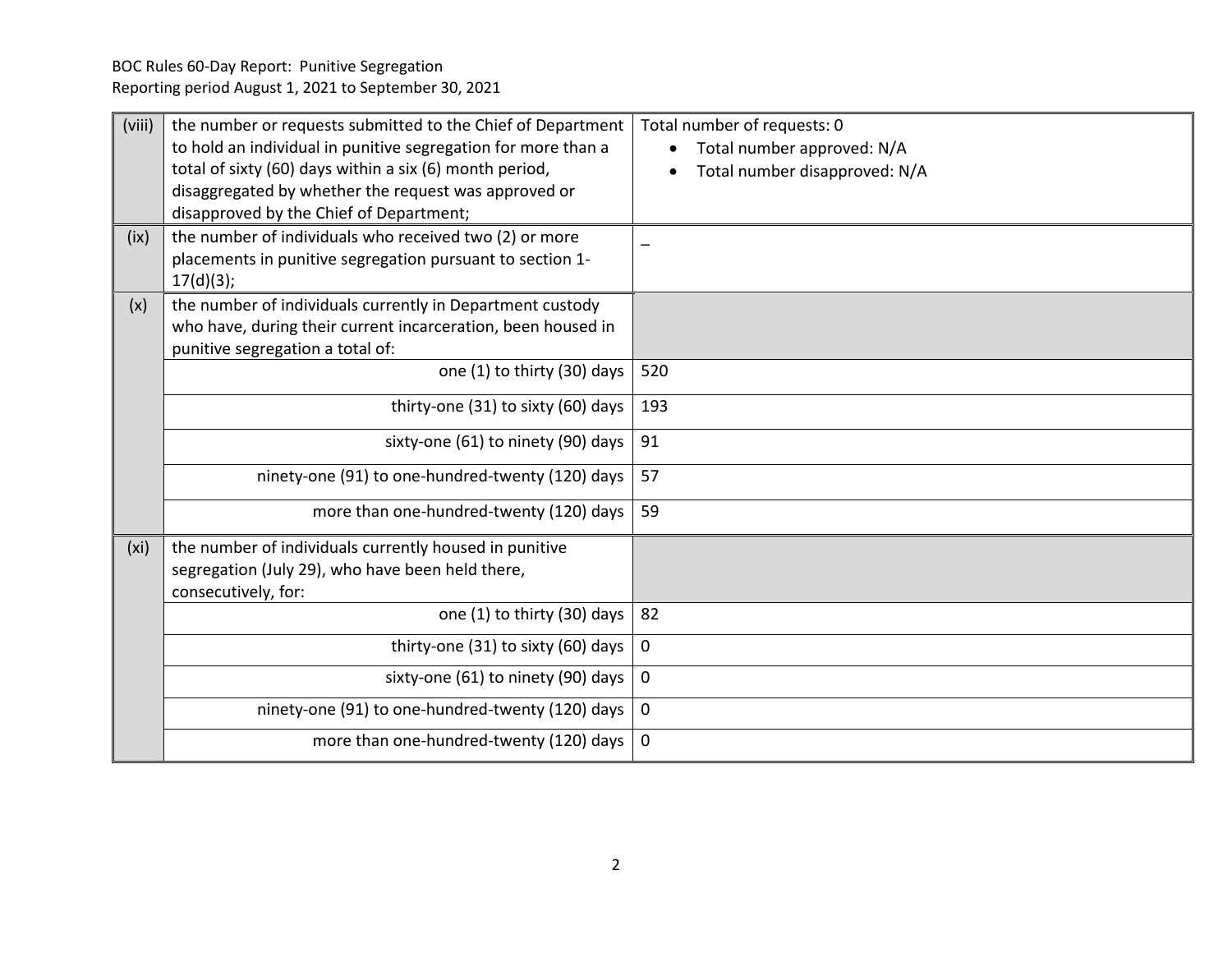BOC Rules 60-Day Report: Punitive Segregation
Reporting period August 1, 2021 to September 30, 2021

| | | |
|---|---|---|
| (viii) | the number or requests submitted to the Chief of Department to hold an individual in punitive segregation for more than a total of sixty (60) days within a six (6) month period, disaggregated by whether the request was approved or disapproved by the Chief of Department; | Total number of requests: 0<br>• Total number approved: N/A<br>• Total number disapproved: N/A |
| (ix) | the number of individuals who received two (2) or more placements in punitive segregation pursuant to section 1-17(d)(3); | – |
| (x) | the number of individuals currently in Department custody who have, during their current incarceration, been housed in punitive segregation a total of: | |
| | one (1) to thirty (30) days | 520 |
| | thirty-one (31) to sixty (60) days | 193 |
| | sixty-one (61) to ninety (90) days | 91 |
| | ninety-one (91) to one-hundred-twenty (120) days | 57 |
| | more than one-hundred-twenty (120) days | 59 |
| (xi) | the number of individuals currently housed in punitive segregation (July 29), who have been held there, consecutively, for: | |
| | one (1) to thirty (30) days | 82 |
| | thirty-one (31) to sixty (60) days | 0 |
| | sixty-one (61) to ninety (90) days | 0 |
| | ninety-one (91) to one-hundred-twenty (120) days | 0 |
| | more than one-hundred-twenty (120) days | 0 |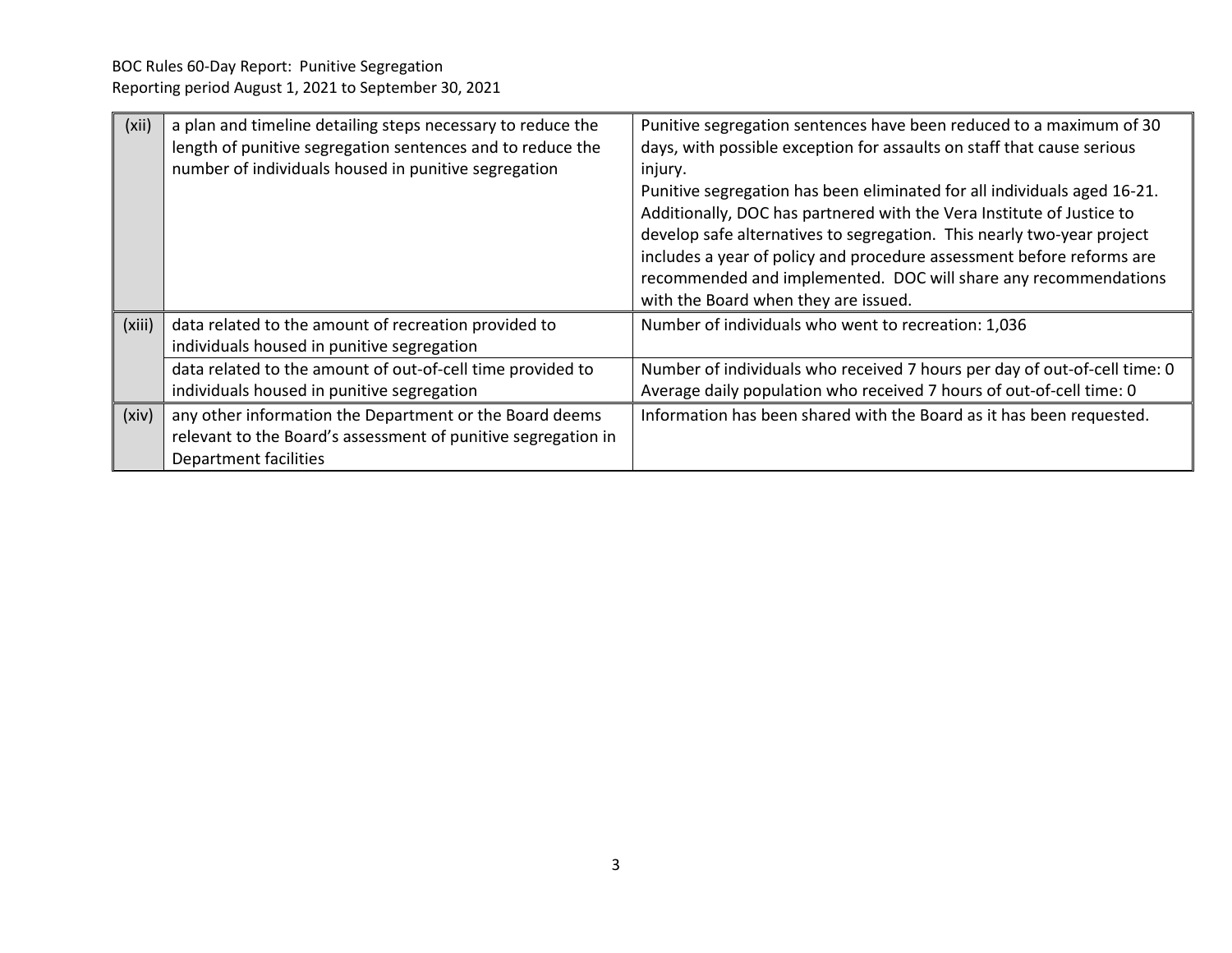| (xii) | a plan and timeline detailing steps necessary to reduce the length of punitive segregation sentences and to reduce the number of individuals housed in punitive segregation | Punitive segregation sentences have been reduced to a maximum of 30 days, with possible exception for assaults on staff that cause serious injury.<br>Punitive segregation has been eliminated for all individuals aged 16-21. Additionally, DOC has partnered with the Vera Institute of Justice to develop safe alternatives to segregation. This nearly two-year project includes a year of policy and procedure assessment before reforms are recommended and implemented. DOC will share any recommendations with the Board when they are issued. |
|---|---|---|
| (xiii) | data related to the amount of recreation provided to individuals housed in punitive segregation | Number of individuals who went to recreation: 1,036 |
| | data related to the amount of out-of-cell time provided to individuals housed in punitive segregation | Number of individuals who received 7 hours per day of out-of-cell time: 0<br>Average daily population who received 7 hours of out-of-cell time: 0 |
| (xiv) | any other information the Department or the Board deems relevant to the Board's assessment of punitive segregation in Department facilities | Information has been shared with the Board as it has been requested. |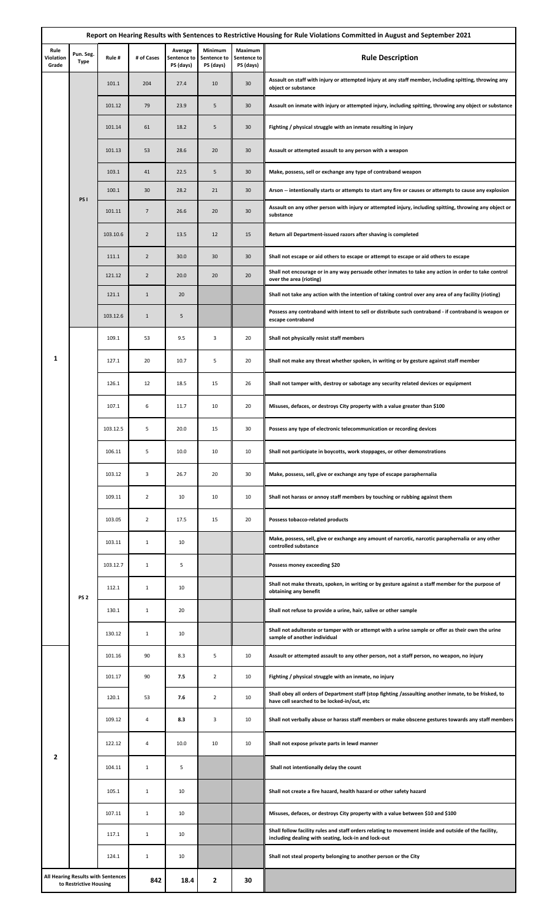| Report on Hearing Results with Sentences to Restrictive Housing for Rule Violations Committed in August and September 2021 | | | | | | | |
|---|---|---|---|---|---|---|---|
| Rule Violation Grade | Pun. Seg. Type | Rule # | # of Cases | Average Sentence to PS (days) | Minimum Sentence to PS (days) | Maximum Sentence to PS (days) | Rule Description |
| 1 | PS I | 101.1 | 204 | 27.4 | 10 | 30 | Assault on staff with injury or attempted injury at any staff member, including spitting, throwing any object or substance |
| | | 101.12 | 79 | 23.9 | 5 | 30 | Assault on inmate with injury or attempted injury, including spitting, throwing any object or substance |
| | | 101.14 | 61 | 18.2 | 5 | 30 | Fighting / physical struggle with an inmate resulting in injury |
| | | 101.13 | 53 | 28.6 | 20 | 30 | Assault or attempted assault to any person with a weapon |
| | | 103.1 | 41 | 22.5 | 5 | 30 | Make, possess, sell or exchange any type of contraband weapon |
| | | 100.1 | 30 | 28.2 | 21 | 30 | Arson -- intentionally starts or attempts to start any fire or causes or attempts to cause any explosion |
| | | 101.11 | 7 | 26.6 | 20 | 30 | Assault on any other person with injury or attempted injury, including spitting, throwing any object or substance |
| | | 103.10.6 | 2 | 13.5 | 12 | 15 | Return all Department-issued razors after shaving is completed |
| | | 111.1 | 2 | 30.0 | 30 | 30 | Shall not escape or aid others to escape or attempt to escape or aid others to escape |
| | | 121.12 | 2 | 20.0 | 20 | 20 | Shall not encourage or in any way persuade other inmates to take any action in order to take control over the area (rioting) |
| | | 121.1 | 1 | 20 | | | Shall not take any action with the intention of taking control over any area of any facility (rioting) |
| | | 103.12.6 | 1 | 5 | | | Possess any contraband with intent to sell or distribute such contraband - if contraband is weapon or escape contraband |
| | PS 2 | 109.1 | 53 | 9.5 | 3 | 20 | Shall not physically resist staff members |
| | | 127.1 | 20 | 10.7 | 5 | 20 | Shall not make any threat whether spoken, in writing or by gesture against staff member |
| | | 126.1 | 12 | 18.5 | 15 | 26 | Shall not tamper with, destroy or sabotage any security related devices or equipment |
| | | 107.1 | 6 | 11.7 | 10 | 20 | Misuses, defaces, or destroys City property with a value greater than $100 |
| | | 103.12.5 | 5 | 20.0 | 15 | 30 | Possess any type of electronic telecommunication or recording devices |
| | | 106.11 | 5 | 10.0 | 10 | 10 | Shall not participate in boycotts, work stoppages, or other demonstrations |
| | | 103.12 | 3 | 26.7 | 20 | 30 | Make, possess, sell, give or exchange any type of escape paraphernalia |
| | | 109.11 | 2 | 10 | 10 | 10 | Shall not harass or annoy staff members by touching or rubbing against them |
| | | 103.05 | 2 | 17.5 | 15 | 20 | Possess tobacco-related products |
| | | 103.11 | 1 | 10 | | | Make, possess, sell, give or exchange any amount of narcotic, narcotic paraphernalia or any other controlled substance |
| | | 103.12.7 | 1 | 5 | | | Possess money exceeding $20 |
| | | 112.1 | 1 | 10 | | | Shall not make threats, spoken, in writing or by gesture against a staff member for the purpose of obtaining any benefit |
| | | 130.1 | 1 | 20 | | | Shall not refuse to provide a urine, hair, salive or other sample |
| | | 130.12 | 1 | 10 | | | Shall not adulterate or tamper with or attempt with a urine sample or offer as their own the urine sample of another individual |
| 2 | | 101.16 | 90 | 8.3 | 5 | 10 | Assault or attempted assault to any other person, not a staff person, no weapon, no injury |
| | | 101.17 | 90 | **7.5** | 2 | 10 | Fighting / physical struggle with an inmate, no injury |
| | | 120.1 | 53 | **7.6** | 2 | 10 | Shall obey all orders of Department staff (stop fighting /assaulting another inmate, to be frisked, to have cell searched to be locked-in/out, etc |
| | | 109.12 | 4 | **8.3** | 3 | 10 | Shall not verbally abuse or harass staff members or make obscene gestures towards any staff members |
| | | 122.12 | 4 | 10.0 | 10 | 10 | Shall not expose private parts in lewd manner |
| | | 104.11 | 1 | 5 | | | Shall not intentionally delay the count |
| | | 105.1 | 1 | 10 | | | Shall not create a fire hazard, health hazard or other safety hazard |
| | | 107.11 | 1 | 10 | | | Misuses, defaces, or destroys City property with a value between $10 and $100 |
| | | 117.1 | 1 | 10 | | | Shall follow facility rules and staff orders relating to movement inside and outside of the facility, including dealing with seating, lock-in and lock-out |
| | | 124.1 | 1 | 10 | | | Shall not steal property belonging to another person or the City |
| **All Hearing Results with Sentences to Restrictive Housing** | | | **842** | **18.4** | **2** | **30** | |